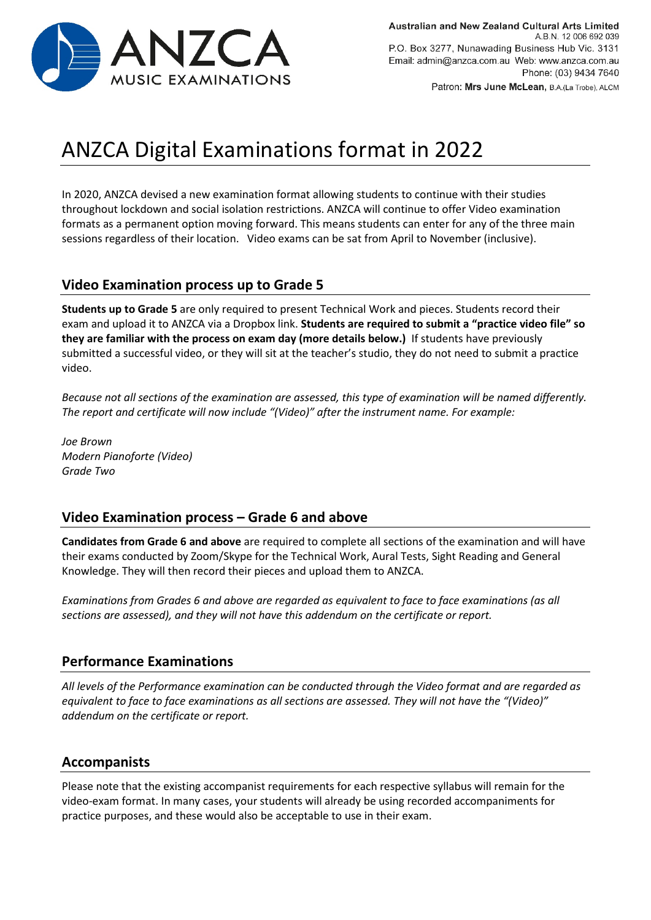Australian and New Zealand Cultural Arts Limited
A.B.N. 12 006 692 039
P.O. Box 3277, Nunawading Business Hub Vic. 3131
Email: admin@anzca.com.au Web: www.anzca.com.au
Phone: (03) 9434 7640
Patron: **Mrs June McLean**, B.A.(La Trobe), ALCM

# ANZCA Digital Examinations format in 2022

In 2020, ANZCA devised a new examination format allowing students to continue with their studies throughout lockdown and social isolation restrictions. ANZCA will continue to offer Video examination formats as a permanent option moving forward. This means students can enter for any of the three main sessions regardless of their location. Video exams can be sat from April to November (inclusive).

## Video Examination process up to Grade 5

**Students up to Grade 5** are only required to present Technical Work and pieces. Students record their exam and upload it to ANZCA via a Dropbox link. **Students are required to submit a "practice video file" so they are familiar with the process on exam day (more details below.)** If students have previously submitted a successful video, or they will sit at the teacher's studio, they do not need to submit a practice video.

*Because not all sections of the examination are assessed, this type of examination will be named differently. The report and certificate will now include "(Video)" after the instrument name. For example:*

*Joe Brown*
*Modern Pianoforte (Video)*
*Grade Two*

## Video Examination process – Grade 6 and above

**Candidates from Grade 6 and above** are required to complete all sections of the examination and will have their exams conducted by Zoom/Skype for the Technical Work, Aural Tests, Sight Reading and General Knowledge. They will then record their pieces and upload them to ANZCA.

*Examinations from Grades 6 and above are regarded as equivalent to face to face examinations (as all sections are assessed), and they will not have this addendum on the certificate or report.*

## Performance Examinations

*All levels of the Performance examination can be conducted through the Video format and are regarded as equivalent to face to face examinations as all sections are assessed. They will not have the "(Video)" addendum on the certificate or report.*

## Accompanists

Please note that the existing accompanist requirements for each respective syllabus will remain for the video-exam format. In many cases, your students will already be using recorded accompaniments for practice purposes, and these would also be acceptable to use in their exam.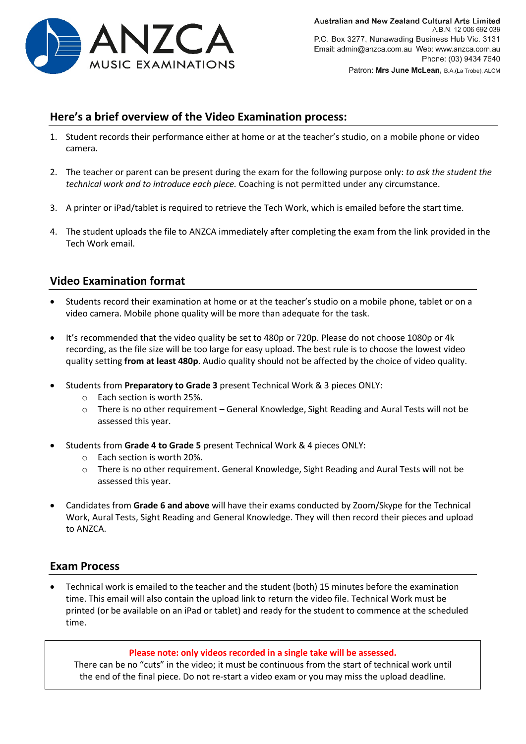## Here's a brief overview of the Video Examination process:

1. Student records their performance either at home or at the teacher's studio, on a mobile phone or video camera.

2. The teacher or parent can be present during the exam for the following purpose only: *to ask the student the technical work and to introduce each piece.* Coaching is not permitted under any circumstance.

3. A printer or iPad/tablet is required to retrieve the Tech Work, which is emailed before the start time.

4. The student uploads the file to ANZCA immediately after completing the exam from the link provided in the Tech Work email.

## Video Examination format

- Students record their examination at home or at the teacher's studio on a mobile phone, tablet or on a video camera. Mobile phone quality will be more than adequate for the task.

- It's recommended that the video quality be set to 480p or 720p. Please do not choose 1080p or 4k recording, as the file size will be too large for easy upload. The best rule is to choose the lowest video quality setting **from at least 480p**. Audio quality should not be affected by the choice of video quality.

- Students from **Preparatory to Grade 3** present Technical Work & 3 pieces ONLY:
    - Each section is worth 25%.
    - There is no other requirement – General Knowledge, Sight Reading and Aural Tests will not be assessed this year.

- Students from **Grade 4 to Grade 5** present Technical Work & 4 pieces ONLY:
    - Each section is worth 20%.
    - There is no other requirement. General Knowledge, Sight Reading and Aural Tests will not be assessed this year.

- Candidates from **Grade 6 and above** will have their exams conducted by Zoom/Skype for the Technical Work, Aural Tests, Sight Reading and General Knowledge. They will then record their pieces and upload to ANZCA.

## Exam Process

- Technical work is emailed to the teacher and the student (both) 15 minutes before the examination time. This email will also contain the upload link to return the video file. Technical Work must be printed (or be available on an iPad or tablet) and ready for the student to commence at the scheduled time.

**Please note: only videos recorded in a single take will be assessed.**
There can be no "cuts" in the video; it must be continuous from the start of technical work until the end of the final piece. Do not re-start a video exam or you may miss the upload deadline.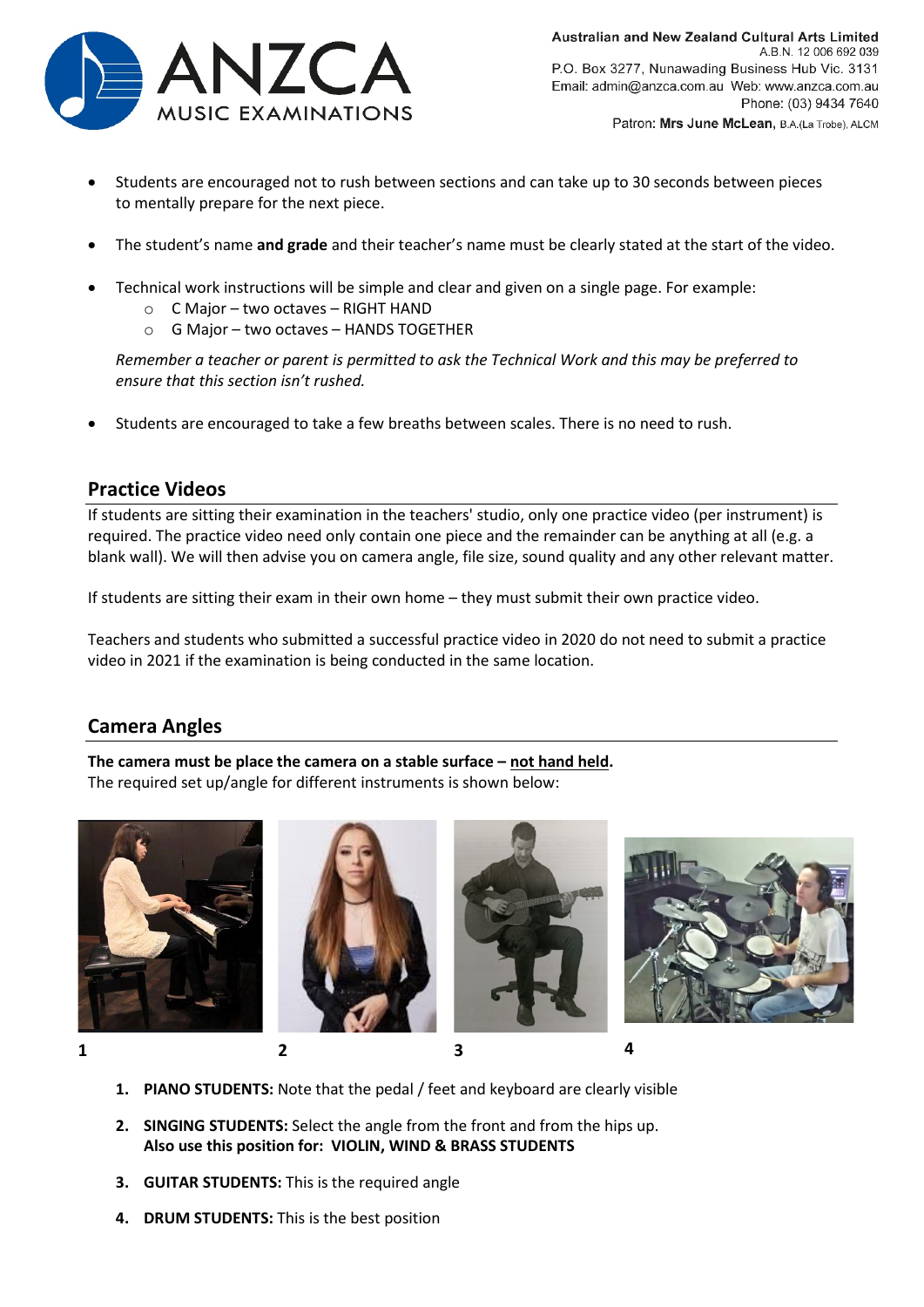- Students are encouraged not to rush between sections and can take up to 30 seconds between pieces to mentally prepare for the next piece.

- The student's name **and grade** and their teacher's name must be clearly stated at the start of the video.

- Technical work instructions will be simple and clear and given on a single page. For example:
  - C Major – two octaves – RIGHT HAND
  - G Major – two octaves – HANDS TOGETHER

  *Remember a teacher or parent is permitted to ask the Technical Work and this may be preferred to ensure that this section isn't rushed.*

- Students are encouraged to take a few breaths between scales. There is no need to rush.

## Practice Videos

If students are sitting their examination in the teachers' studio, only one practice video (per instrument) is required. The practice video need only contain one piece and the remainder can be anything at all (e.g. a blank wall). We will then advise you on camera angle, file size, sound quality and any other relevant matter.

If students are sitting their exam in their own home – they must submit their own practice video.

Teachers and students who submitted a successful practice video in 2020 do not need to submit a practice video in 2021 if the examination is being conducted in the same location.

## Camera Angles

**The camera must be place the camera on a stable surface – not hand held.**
The required set up/angle for different instruments is shown below:

1 2 3 4

1. **PIANO STUDENTS:** Note that the pedal / feet and keyboard are clearly visible
2. **SINGING STUDENTS:** Select the angle from the front and from the hips up.
   **Also use this position for: VIOLIN, WIND & BRASS STUDENTS**
3. **GUITAR STUDENTS:** This is the required angle
4. **DRUM STUDENTS:** This is the best position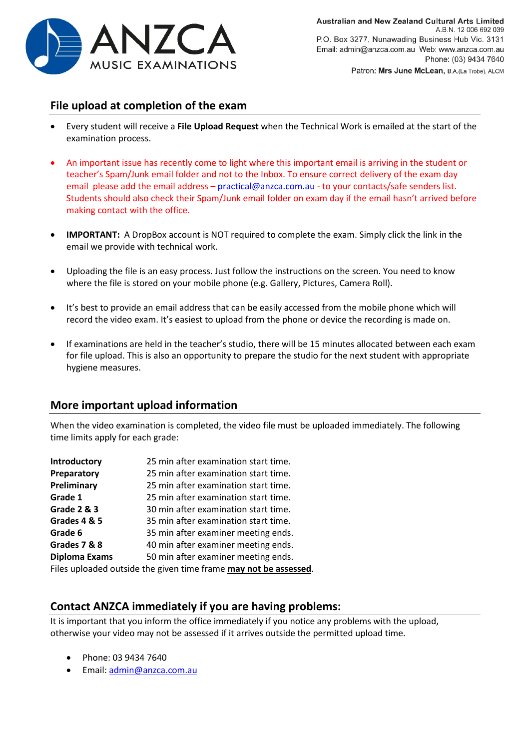Australian and New Zealand Cultural Arts Limited
A.B.N. 12 006 692 039
P.O. Box 3277, Nunawading Business Hub Vic. 3131
Email: admin@anzca.com.au Web: www.anzca.com.au
Phone: (03) 9434 7640
Patron: **Mrs June McLean,** B.A.(La Trobe), ALCM

## File upload at completion of the exam

- Every student will receive a **File Upload Request** when the Technical Work is emailed at the start of the examination process.
- An important issue has recently come to light where this important email is arriving in the student or teacher's Spam/Junk email folder and not to the Inbox. To ensure correct delivery of the exam day email please add the email address – practical@anzca.com.au - to your contacts/safe senders list. Students should also check their Spam/Junk email folder on exam day if the email hasn't arrived before making contact with the office.
- **IMPORTANT:** A DropBox account is NOT required to complete the exam. Simply click the link in the email we provide with technical work.
- Uploading the file is an easy process. Just follow the instructions on the screen. You need to know where the file is stored on your mobile phone (e.g. Gallery, Pictures, Camera Roll).
- It's best to provide an email address that can be easily accessed from the mobile phone which will record the video exam. It's easiest to upload from the phone or device the recording is made on.
- If examinations are held in the teacher's studio, there will be 15 minutes allocated between each exam for file upload. This is also an opportunity to prepare the studio for the next student with appropriate hygiene measures.

## More important upload information

When the video examination is completed, the video file must be uploaded immediately. The following time limits apply for each grade:

| | |
|---|---|
| **Introductory** | 25 min after examination start time. |
| **Preparatory** | 25 min after examination start time. |
| **Preliminary** | 25 min after examination start time. |
| **Grade 1** | 25 min after examination start time. |
| **Grade 2 & 3** | 30 min after examination start time. |
| **Grades 4 & 5** | 35 min after examination start time. |
| **Grade 6** | 35 min after examiner meeting ends. |
| **Grades 7 & 8** | 40 min after examiner meeting ends. |
| **Diploma Exams** | 50 min after examiner meeting ends. |

Files uploaded outside the given time frame **may not be assessed**.

## Contact ANZCA immediately if you are having problems:

It is important that you inform the office immediately if you notice any problems with the upload, otherwise your video may not be assessed if it arrives outside the permitted upload time.

- Phone: 03 9434 7640
- Email: admin@anzca.com.au